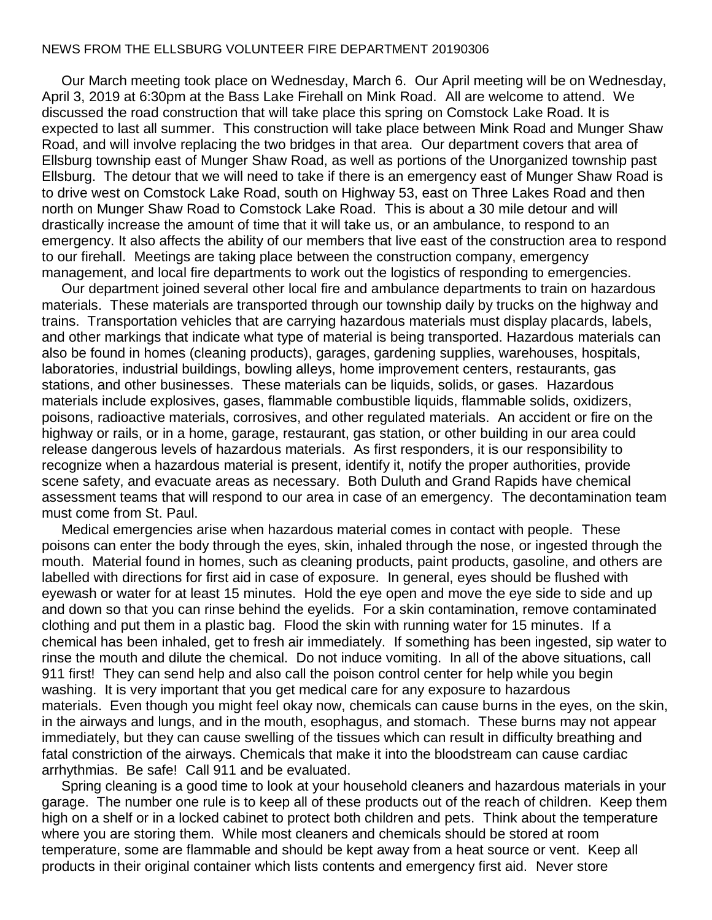NEWS FROM THE ELLSBURG VOLUNTEER FIRE DEPARTMENT 20190306

Our March meeting took place on Wednesday, March 6. Our April meeting will be on Wednesday, April 3, 2019 at 6:30pm at the Bass Lake Firehall on Mink Road. All are welcome to attend. We discussed the road construction that will take place this spring on Comstock Lake Road. It is expected to last all summer. This construction will take place between Mink Road and Munger Shaw Road, and will involve replacing the two bridges in that area. Our department covers that area of Ellsburg township east of Munger Shaw Road, as well as portions of the Unorganized township past Ellsburg. The detour that we will need to take if there is an emergency east of Munger Shaw Road is to drive west on Comstock Lake Road, south on Highway 53, east on Three Lakes Road and then north on Munger Shaw Road to Comstock Lake Road. This is about a 30 mile detour and will drastically increase the amount of time that it will take us, or an ambulance, to respond to an emergency. It also affects the ability of our members that live east of the construction area to respond to our firehall. Meetings are taking place between the construction company, emergency management, and local fire departments to work out the logistics of responding to emergencies.

Our department joined several other local fire and ambulance departments to train on hazardous materials. These materials are transported through our township daily by trucks on the highway and trains. Transportation vehicles that are carrying hazardous materials must display placards, labels, and other markings that indicate what type of material is being transported. Hazardous materials can also be found in homes (cleaning products), garages, gardening supplies, warehouses, hospitals, laboratories, industrial buildings, bowling alleys, home improvement centers, restaurants, gas stations, and other businesses. These materials can be liquids, solids, or gases. Hazardous materials include explosives, gases, flammable combustible liquids, flammable solids, oxidizers, poisons, radioactive materials, corrosives, and other regulated materials. An accident or fire on the highway or rails, or in a home, garage, restaurant, gas station, or other building in our area could release dangerous levels of hazardous materials. As first responders, it is our responsibility to recognize when a hazardous material is present, identify it, notify the proper authorities, provide scene safety, and evacuate areas as necessary. Both Duluth and Grand Rapids have chemical assessment teams that will respond to our area in case of an emergency. The decontamination team must come from St. Paul.

Medical emergencies arise when hazardous material comes in contact with people. These poisons can enter the body through the eyes, skin, inhaled through the nose, or ingested through the mouth. Material found in homes, such as cleaning products, paint products, gasoline, and others are labelled with directions for first aid in case of exposure. In general, eyes should be flushed with eyewash or water for at least 15 minutes. Hold the eye open and move the eye side to side and up and down so that you can rinse behind the eyelids. For a skin contamination, remove contaminated clothing and put them in a plastic bag. Flood the skin with running water for 15 minutes. If a chemical has been inhaled, get to fresh air immediately. If something has been ingested, sip water to rinse the mouth and dilute the chemical. Do not induce vomiting. In all of the above situations, call 911 first! They can send help and also call the poison control center for help while you begin washing. It is very important that you get medical care for any exposure to hazardous materials. Even though you might feel okay now, chemicals can cause burns in the eyes, on the skin, in the airways and lungs, and in the mouth, esophagus, and stomach. These burns may not appear immediately, but they can cause swelling of the tissues which can result in difficulty breathing and fatal constriction of the airways. Chemicals that make it into the bloodstream can cause cardiac arrhythmias. Be safe! Call 911 and be evaluated.

Spring cleaning is a good time to look at your household cleaners and hazardous materials in your garage. The number one rule is to keep all of these products out of the reach of children. Keep them high on a shelf or in a locked cabinet to protect both children and pets. Think about the temperature where you are storing them. While most cleaners and chemicals should be stored at room temperature, some are flammable and should be kept away from a heat source or vent. Keep all products in their original container which lists contents and emergency first aid. Never store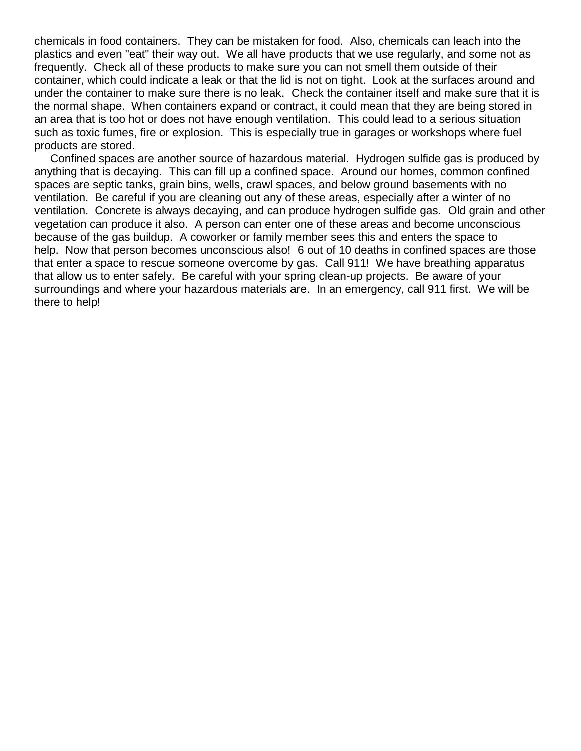chemicals in food containers. They can be mistaken for food. Also, chemicals can leach into the plastics and even "eat" their way out. We all have products that we use regularly, and some not as frequently. Check all of these products to make sure you can not smell them outside of their container, which could indicate a leak or that the lid is not on tight. Look at the surfaces around and under the container to make sure there is no leak. Check the container itself and make sure that it is the normal shape. When containers expand or contract, it could mean that they are being stored in an area that is too hot or does not have enough ventilation. This could lead to a serious situation such as toxic fumes, fire or explosion. This is especially true in garages or workshops where fuel products are stored.

Confined spaces are another source of hazardous material. Hydrogen sulfide gas is produced by anything that is decaying. This can fill up a confined space. Around our homes, common confined spaces are septic tanks, grain bins, wells, crawl spaces, and below ground basements with no ventilation. Be careful if you are cleaning out any of these areas, especially after a winter of no ventilation. Concrete is always decaying, and can produce hydrogen sulfide gas. Old grain and other vegetation can produce it also. A person can enter one of these areas and become unconscious because of the gas buildup. A coworker or family member sees this and enters the space to help. Now that person becomes unconscious also! 6 out of 10 deaths in confined spaces are those that enter a space to rescue someone overcome by gas. Call 911! We have breathing apparatus that allow us to enter safely. Be careful with your spring clean-up projects. Be aware of your surroundings and where your hazardous materials are. In an emergency, call 911 first. We will be there to help!